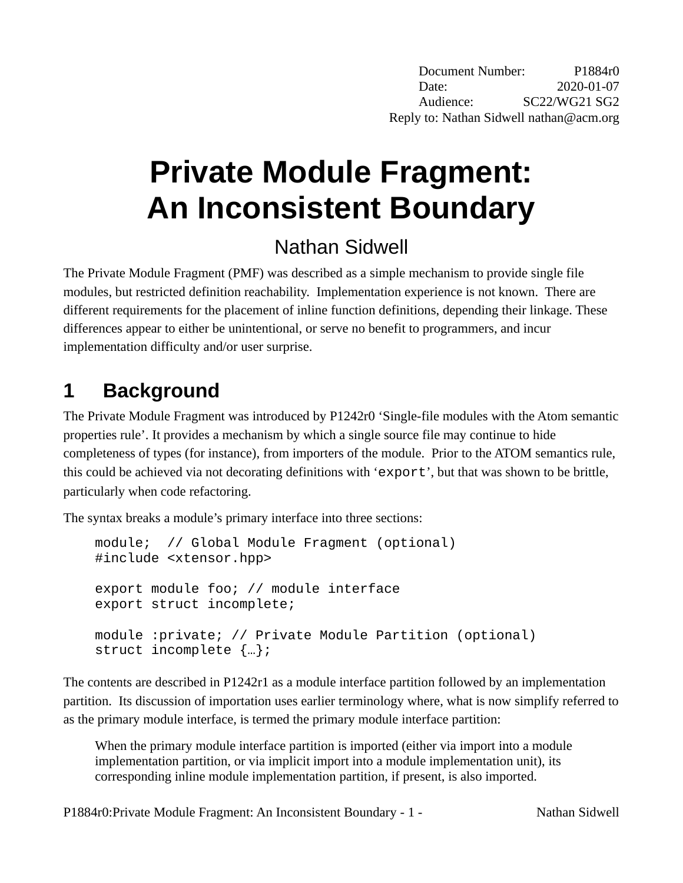Document Number: P1884r0
Date: 2020-01-07
Audience: SC22/WG21 SG2
Reply to: Nathan Sidwell nathan@acm.org

# Private Module Fragment: An Inconsistent Boundary

Nathan Sidwell

The Private Module Fragment (PMF) was described as a simple mechanism to provide single file modules, but restricted definition reachability. Implementation experience is not known. There are different requirements for the placement of inline function definitions, depending their linkage. These differences appear to either be unintentional, or serve no benefit to programmers, and incur implementation difficulty and/or user surprise.

## 1 Background

The Private Module Fragment was introduced by P1242r0 'Single-file modules with the Atom semantic properties rule'. It provides a mechanism by which a single source file may continue to hide completeness of types (for instance), from importers of the module. Prior to the ATOM semantics rule, this could be achieved via not decorating definitions with '`export`', but that was shown to be brittle, particularly when code refactoring.

The syntax breaks a module's primary interface into three sections:

```
module;  // Global Module Fragment (optional)
#include <xtensor.hpp>

export module foo; // module interface
export struct incomplete;

module :private; // Private Module Partition (optional)
struct incomplete {…};
```

The contents are described in P1242r1 as a module interface partition followed by an implementation partition. Its discussion of importation uses earlier terminology where, what is now simplify referred to as the primary module interface, is termed the primary module interface partition:

> When the primary module interface partition is imported (either via import into a module implementation partition, or via implicit import into a module implementation unit), its corresponding inline module implementation partition, if present, is also imported.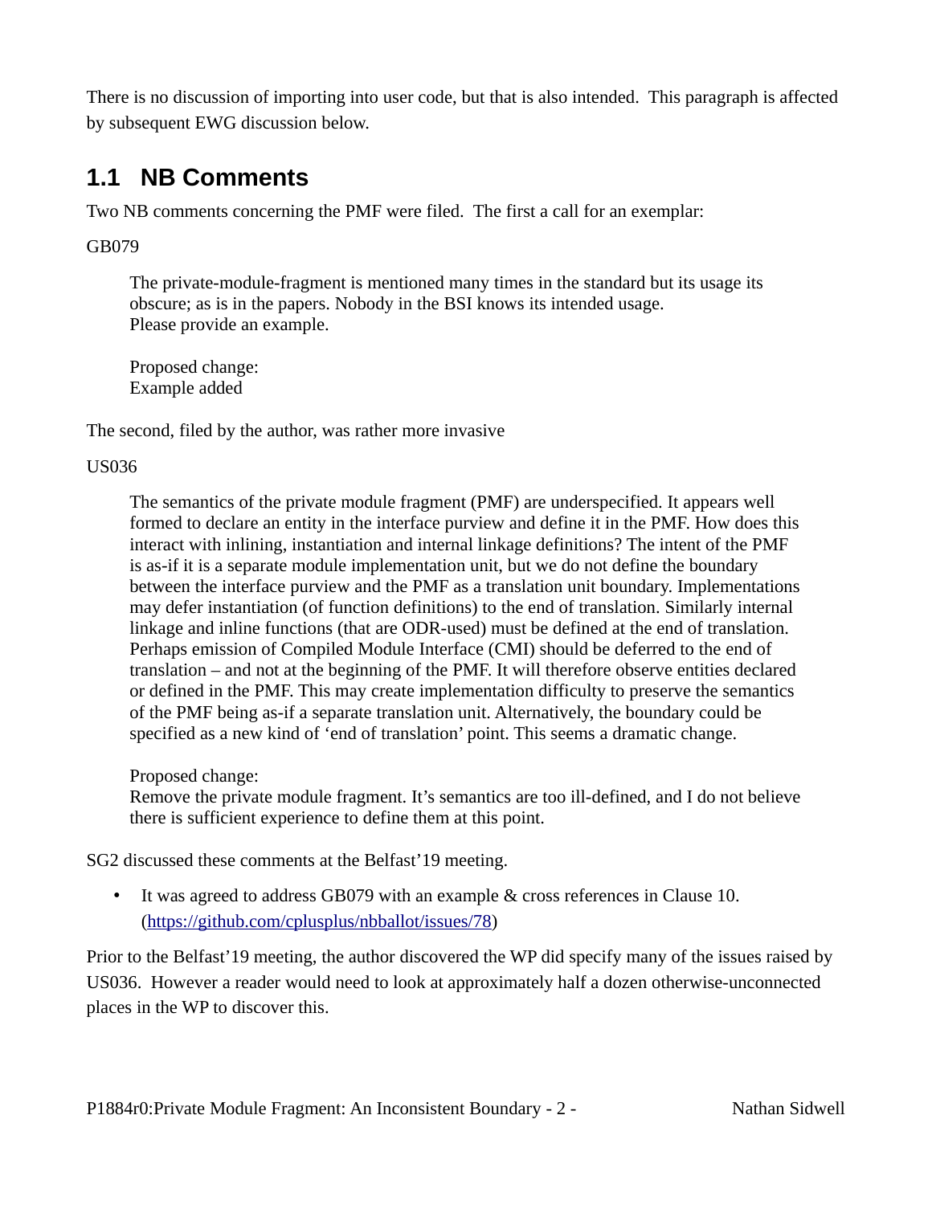There is no discussion of importing into user code, but that is also intended. This paragraph is affected by subsequent EWG discussion below.

## 1.1 NB Comments

Two NB comments concerning the PMF were filed. The first a call for an exemplar:

GB079

> The private-module-fragment is mentioned many times in the standard but its usage its obscure; as is in the papers. Nobody in the BSI knows its intended usage.
> Please provide an example.
>
> Proposed change:
> Example added

The second, filed by the author, was rather more invasive

US036

> The semantics of the private module fragment (PMF) are underspecified. It appears well formed to declare an entity in the interface purview and define it in the PMF. How does this interact with inlining, instantiation and internal linkage definitions? The intent of the PMF is as-if it is a separate module implementation unit, but we do not define the boundary between the interface purview and the PMF as a translation unit boundary. Implementations may defer instantiation (of function definitions) to the end of translation. Similarly internal linkage and inline functions (that are ODR-used) must be defined at the end of translation. Perhaps emission of Compiled Module Interface (CMI) should be deferred to the end of translation – and not at the beginning of the PMF. It will therefore observe entities declared or defined in the PMF. This may create implementation difficulty to preserve the semantics of the PMF being as-if a separate translation unit. Alternatively, the boundary could be specified as a new kind of 'end of translation' point. This seems a dramatic change.
>
> Proposed change:
> Remove the private module fragment. It's semantics are too ill-defined, and I do not believe there is sufficient experience to define them at this point.

SG2 discussed these comments at the Belfast'19 meeting.

- It was agreed to address GB079 with an example & cross references in Clause 10. (https://github.com/cplusplus/nbballot/issues/78)

Prior to the Belfast'19 meeting, the author discovered the WP did specify many of the issues raised by US036. However a reader would need to look at approximately half a dozen otherwise-unconnected places in the WP to discover this.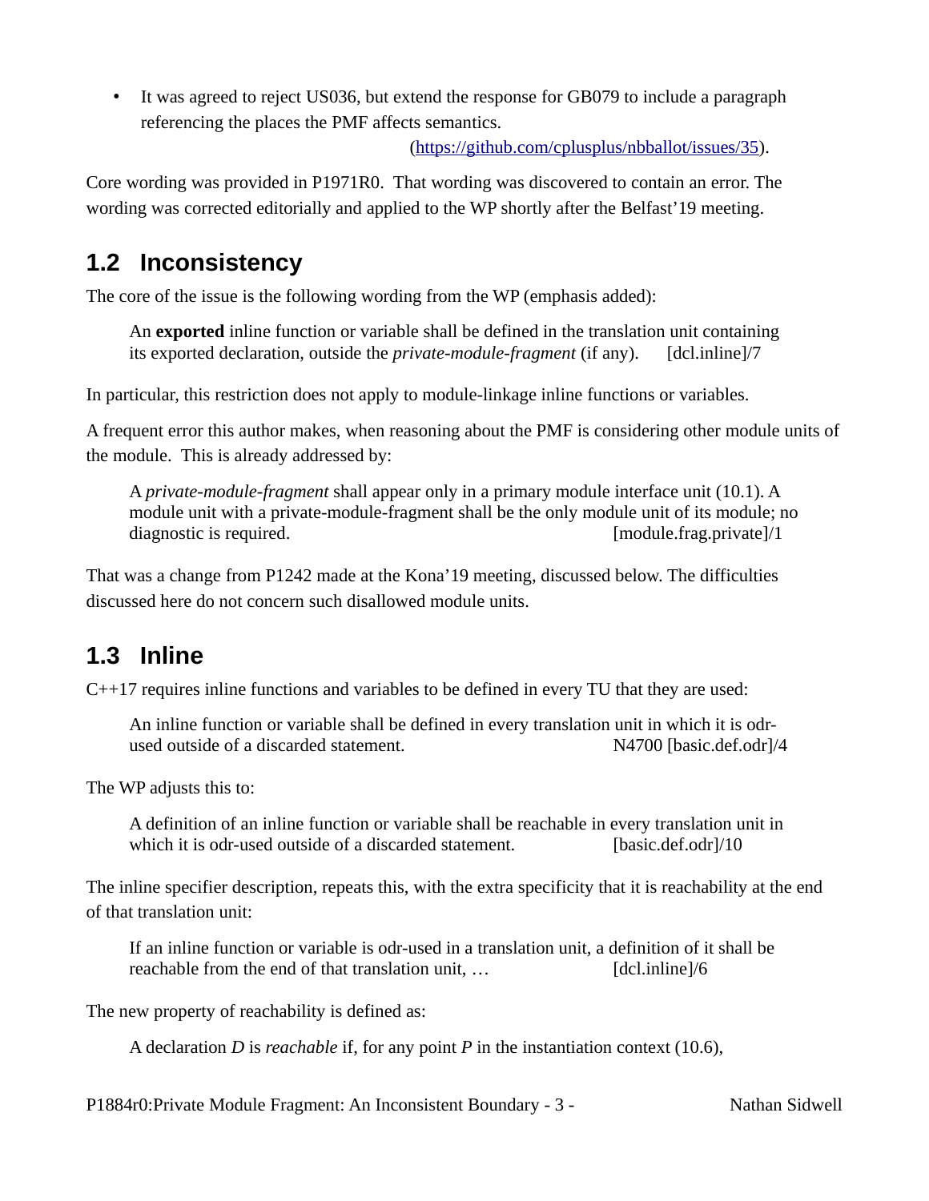- It was agreed to reject US036, but extend the response for GB079 to include a paragraph referencing the places the PMF affects semantics. (https://github.com/cplusplus/nbballot/issues/35).

Core wording was provided in P1971R0. That wording was discovered to contain an error. The wording was corrected editorially and applied to the WP shortly after the Belfast'19 meeting.

## 1.2 Inconsistency

The core of the issue is the following wording from the WP (emphasis added):

> An **exported** inline function or variable shall be defined in the translation unit containing its exported declaration, outside the *private-module-fragment* (if any). [dcl.inline]/7

In particular, this restriction does not apply to module-linkage inline functions or variables.

A frequent error this author makes, when reasoning about the PMF is considering other module units of the module. This is already addressed by:

> A *private-module-fragment* shall appear only in a primary module interface unit (10.1). A module unit with a private-module-fragment shall be the only module unit of its module; no diagnostic is required. [module.frag.private]/1

That was a change from P1242 made at the Kona'19 meeting, discussed below. The difficulties discussed here do not concern such disallowed module units.

## 1.3 Inline

C++17 requires inline functions and variables to be defined in every TU that they are used:

> An inline function or variable shall be defined in every translation unit in which it is odr-used outside of a discarded statement. N4700 [basic.def.odr]/4

The WP adjusts this to:

> A definition of an inline function or variable shall be reachable in every translation unit in which it is odr-used outside of a discarded statement. [basic.def.odr]/10

The inline specifier description, repeats this, with the extra specificity that it is reachability at the end of that translation unit:

> If an inline function or variable is odr-used in a translation unit, a definition of it shall be reachable from the end of that translation unit, … [dcl.inline]/6

The new property of reachability is defined as:

> A declaration *D* is *reachable* if, for any point *P* in the instantiation context (10.6),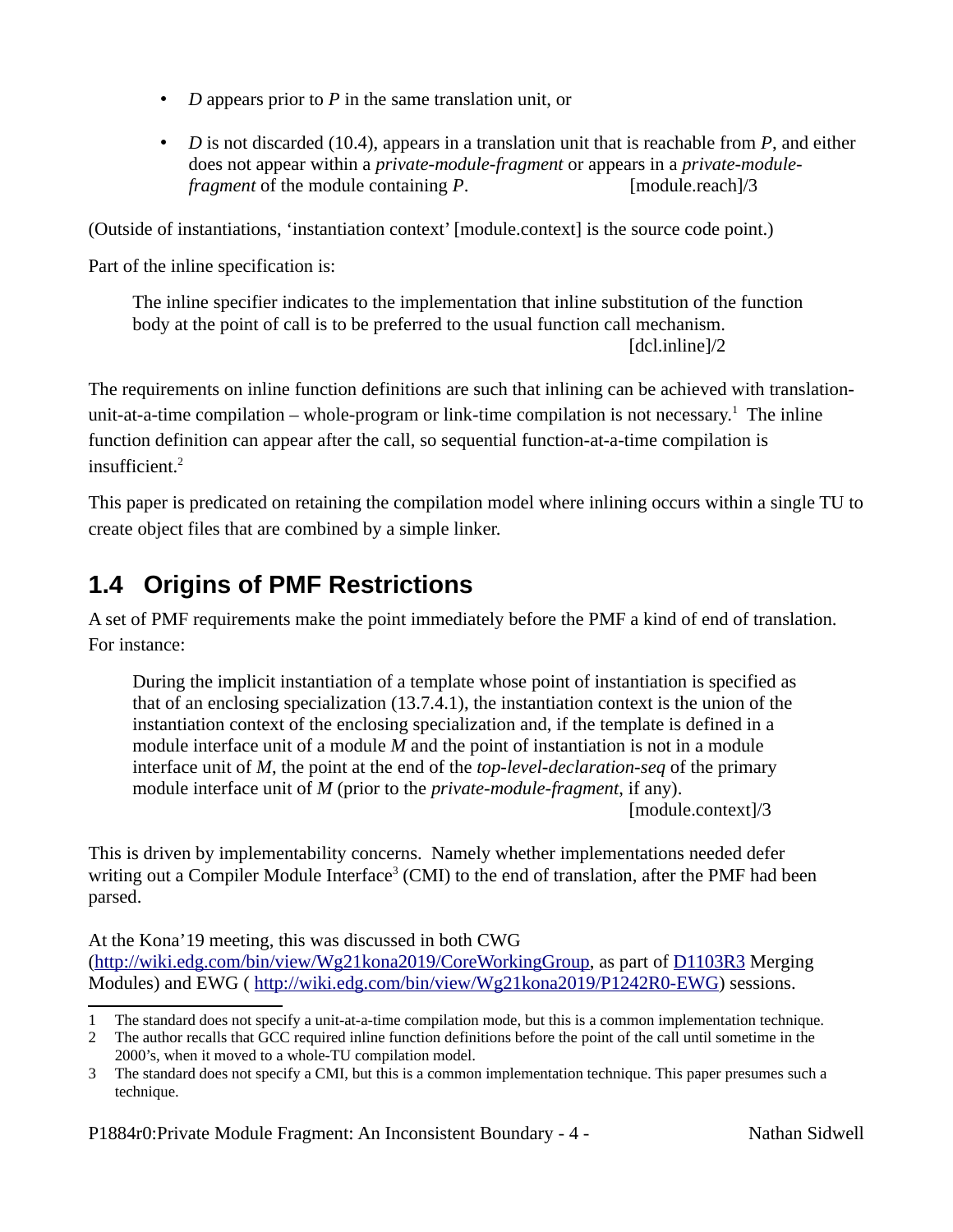- *D* appears prior to *P* in the same translation unit, or
- *D* is not discarded (10.4), appears in a translation unit that is reachable from *P*, and either does not appear within a *private-module-fragment* or appears in a *private-module-fragment* of the module containing *P*. [module.reach]/3

(Outside of instantiations, 'instantiation context' [module.context] is the source code point.)

Part of the inline specification is:

> The inline specifier indicates to the implementation that inline substitution of the function body at the point of call is to be preferred to the usual function call mechanism. [dcl.inline]/2

The requirements on inline function definitions are such that inlining can be achieved with translation-unit-at-a-time compilation – whole-program or link-time compilation is not necessary.[1] The inline function definition can appear after the call, so sequential function-at-a-time compilation is insufficient.[2]

This paper is predicated on retaining the compilation model where inlining occurs within a single TU to create object files that are combined by a simple linker.

## 1.4 Origins of PMF Restrictions

A set of PMF requirements make the point immediately before the PMF a kind of end of translation. For instance:

> During the implicit instantiation of a template whose point of instantiation is specified as that of an enclosing specialization (13.7.4.1), the instantiation context is the union of the instantiation context of the enclosing specialization and, if the template is defined in a module interface unit of a module *M* and the point of instantiation is not in a module interface unit of *M*, the point at the end of the *top-level-declaration-seq* of the primary module interface unit of *M* (prior to the *private-module-fragment*, if any). [module.context]/3

This is driven by implementability concerns. Namely whether implementations needed defer writing out a Compiler Module Interface[3] (CMI) to the end of translation, after the PMF had been parsed.

At the Kona'19 meeting, this was discussed in both CWG (http://wiki.edg.com/bin/view/Wg21kona2019/CoreWorkingGroup, as part of D1103R3 Merging Modules) and EWG ( http://wiki.edg.com/bin/view/Wg21kona2019/P1242R0-EWG) sessions.

---

1 The standard does not specify a unit-at-a-time compilation mode, but this is a common implementation technique.

2 The author recalls that GCC required inline function definitions before the point of the call until sometime in the 2000's, when it moved to a whole-TU compilation model.

3 The standard does not specify a CMI, but this is a common implementation technique. This paper presumes such a technique.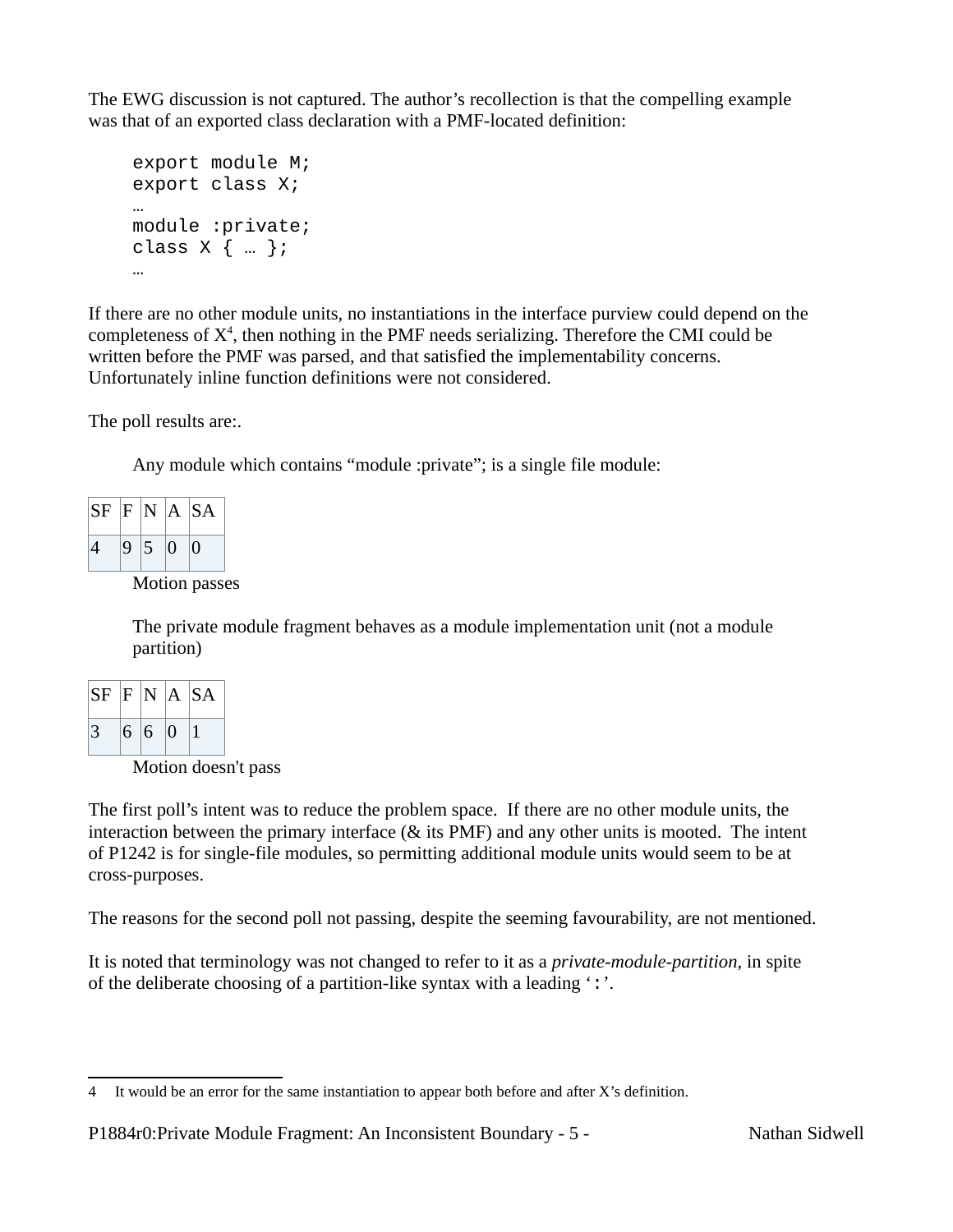The EWG discussion is not captured. The author's recollection is that the compelling example was that of an exported class declaration with a PMF-located definition:

```
export module M;
export class X;
…
module :private;
class X { … };
…
```

If there are no other module units, no instantiations in the interface purview could depend on the completeness of X[4], then nothing in the PMF needs serializing. Therefore the CMI could be written before the PMF was parsed, and that satisfied the implementability concerns. Unfortunately inline function definitions were not considered.

The poll results are:.

Any module which contains "module :private"; is a single file module:

| SF | F | N | A | SA |
|---|---|---|---|---|
| 4 | 9 | 5 | 0 | 0 |

Motion passes

The private module fragment behaves as a module implementation unit (not a module partition)

| SF | F | N | A | SA |
|---|---|---|---|---|
| 3 | 6 | 6 | 0 | 1 |

Motion doesn't pass

The first poll's intent was to reduce the problem space. If there are no other module units, the interaction between the primary interface (& its PMF) and any other units is mooted. The intent of P1242 is for single-file modules, so permitting additional module units would seem to be at cross-purposes.

The reasons for the second poll not passing, despite the seeming favourability, are not mentioned.

It is noted that terminology was not changed to refer to it as a *private-module-partition*, in spite of the deliberate choosing of a partition-like syntax with a leading '`:`'.

---

4 It would be an error for the same instantiation to appear both before and after X's definition.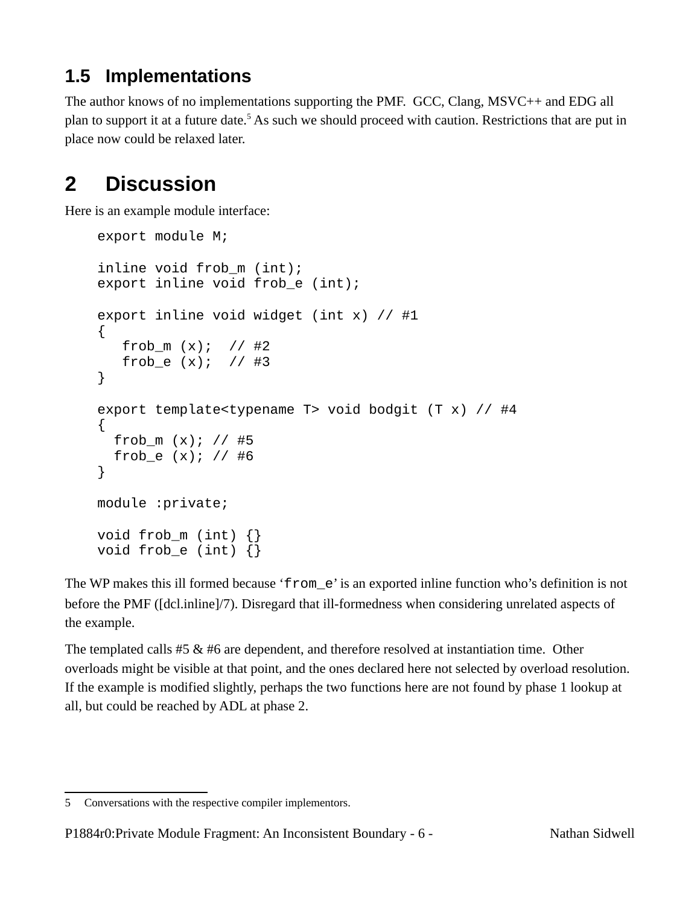## 1.5 Implementations

The author knows of no implementations supporting the PMF. GCC, Clang, MSVC++ and EDG all plan to support it at a future date.[5] As such we should proceed with caution. Restrictions that are put in place now could be relaxed later.

# 2 Discussion

Here is an example module interface:

```
export module M;

inline void frob_m (int);
export inline void frob_e (int);

export inline void widget (int x) // #1
{
   frob_m (x);  // #2
   frob_e (x);  // #3
}

export template<typename T> void bodgit (T x) // #4
{
  frob_m (x); // #5
  frob_e (x); // #6
}

module :private;

void frob_m (int) {}
void frob_e (int) {}
```

The WP makes this ill formed because '`from_e`' is an exported inline function who's definition is not before the PMF ([dcl.inline]/7). Disregard that ill-formedness when considering unrelated aspects of the example.

The templated calls #5 & #6 are dependent, and therefore resolved at instantiation time. Other overloads might be visible at that point, and the ones declared here not selected by overload resolution. If the example is modified slightly, perhaps the two functions here are not found by phase 1 lookup at all, but could be reached by ADL at phase 2.

5 Conversations with the respective compiler implementors.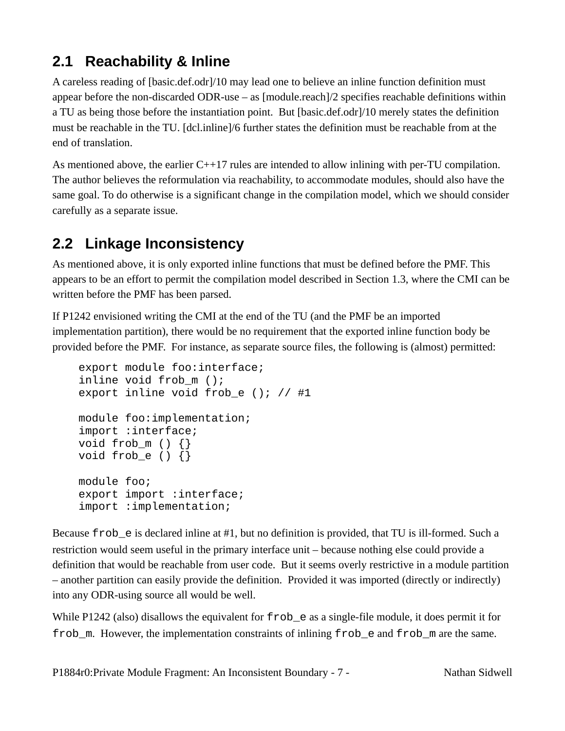## 2.1 Reachability & Inline

A careless reading of [basic.def.odr]/10 may lead one to believe an inline function definition must appear before the non-discarded ODR-use – as [module.reach]/2 specifies reachable definitions within a TU as being those before the instantiation point. But [basic.def.odr]/10 merely states the definition must be reachable in the TU. [dcl.inline]/6 further states the definition must be reachable from at the end of translation.

As mentioned above, the earlier C++17 rules are intended to allow inlining with per-TU compilation. The author believes the reformulation via reachability, to accommodate modules, should also have the same goal. To do otherwise is a significant change in the compilation model, which we should consider carefully as a separate issue.

## 2.2 Linkage Inconsistency

As mentioned above, it is only exported inline functions that must be defined before the PMF. This appears to be an effort to permit the compilation model described in Section 1.3, where the CMI can be written before the PMF has been parsed.

If P1242 envisioned writing the CMI at the end of the TU (and the PMF be an imported implementation partition), there would be no requirement that the exported inline function body be provided before the PMF. For instance, as separate source files, the following is (almost) permitted:

```
export module foo:interface;
inline void frob_m ();
export inline void frob_e (); // #1

module foo:implementation;
import :interface;
void frob_m () {}
void frob_e () {}

module foo;
export import :interface;
import :implementation;
```

Because `frob_e` is declared inline at #1, but no definition is provided, that TU is ill-formed. Such a restriction would seem useful in the primary interface unit – because nothing else could provide a definition that would be reachable from user code. But it seems overly restrictive in a module partition – another partition can easily provide the definition. Provided it was imported (directly or indirectly) into any ODR-using source all would be well.

While P1242 (also) disallows the equivalent for `frob_e` as a single-file module, it does permit it for `frob_m`. However, the implementation constraints of inlining `frob_e` and `frob_m` are the same.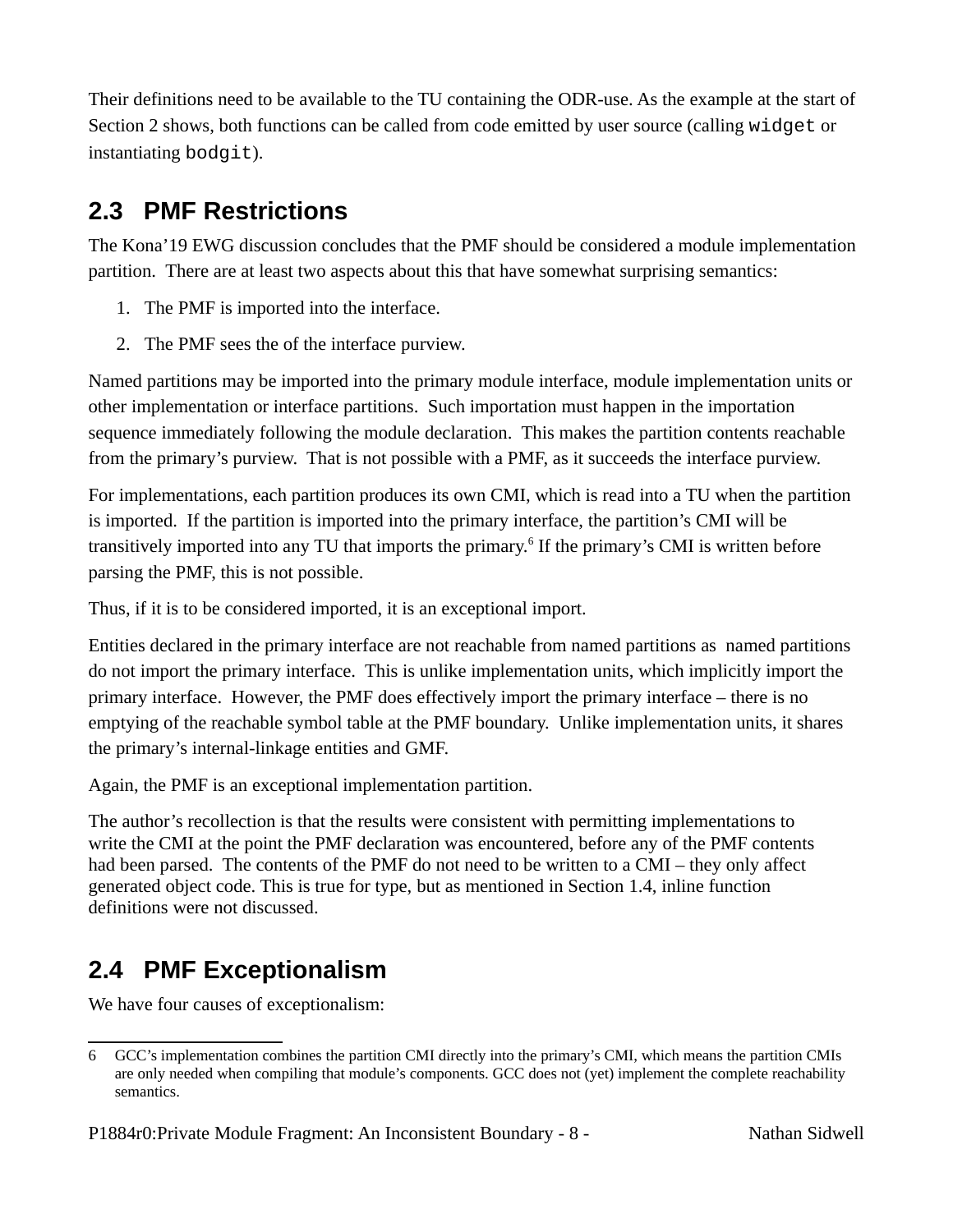Their definitions need to be available to the TU containing the ODR-use. As the example at the start of Section 2 shows, both functions can be called from code emitted by user source (calling `widget` or instantiating `bodgit`).

## 2.3 PMF Restrictions

The Kona'19 EWG discussion concludes that the PMF should be considered a module implementation partition. There are at least two aspects about this that have somewhat surprising semantics:

1. The PMF is imported into the interface.
2. The PMF sees the of the interface purview.

Named partitions may be imported into the primary module interface, module implementation units or other implementation or interface partitions. Such importation must happen in the importation sequence immediately following the module declaration. This makes the partition contents reachable from the primary's purview. That is not possible with a PMF, as it succeeds the interface purview.

For implementations, each partition produces its own CMI, which is read into a TU when the partition is imported. If the partition is imported into the primary interface, the partition's CMI will be transitively imported into any TU that imports the primary.[6] If the primary's CMI is written before parsing the PMF, this is not possible.

Thus, if it is to be considered imported, it is an exceptional import.

Entities declared in the primary interface are not reachable from named partitions as named partitions do not import the primary interface. This is unlike implementation units, which implicitly import the primary interface. However, the PMF does effectively import the primary interface – there is no emptying of the reachable symbol table at the PMF boundary. Unlike implementation units, it shares the primary's internal-linkage entities and GMF.

Again, the PMF is an exceptional implementation partition.

The author's recollection is that the results were consistent with permitting implementations to write the CMI at the point the PMF declaration was encountered, before any of the PMF contents had been parsed. The contents of the PMF do not need to be written to a CMI – they only affect generated object code. This is true for type, but as mentioned in Section 1.4, inline function definitions were not discussed.

## 2.4 PMF Exceptionalism

We have four causes of exceptionalism:

---

6 GCC's implementation combines the partition CMI directly into the primary's CMI, which means the partition CMIs are only needed when compiling that module's components. GCC does not (yet) implement the complete reachability semantics.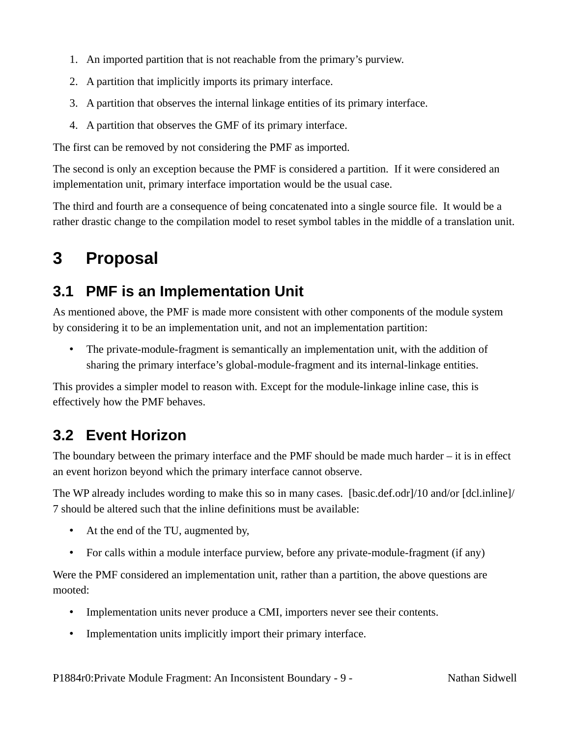1. An imported partition that is not reachable from the primary's purview.
2. A partition that implicitly imports its primary interface.
3. A partition that observes the internal linkage entities of its primary interface.
4. A partition that observes the GMF of its primary interface.

The first can be removed by not considering the PMF as imported.

The second is only an exception because the PMF is considered a partition. If it were considered an implementation unit, primary interface importation would be the usual case.

The third and fourth are a consequence of being concatenated into a single source file. It would be a rather drastic change to the compilation model to reset symbol tables in the middle of a translation unit.

# 3 Proposal

## 3.1 PMF is an Implementation Unit

As mentioned above, the PMF is made more consistent with other components of the module system by considering it to be an implementation unit, and not an implementation partition:

- The private-module-fragment is semantically an implementation unit, with the addition of sharing the primary interface's global-module-fragment and its internal-linkage entities.

This provides a simpler model to reason with. Except for the module-linkage inline case, this is effectively how the PMF behaves.

## 3.2 Event Horizon

The boundary between the primary interface and the PMF should be made much harder – it is in effect an event horizon beyond which the primary interface cannot observe.

The WP already includes wording to make this so in many cases. [basic.def.odr]/10 and/or [dcl.inline]/7 should be altered such that the inline definitions must be available:

- At the end of the TU, augmented by,
- For calls within a module interface purview, before any private-module-fragment (if any)

Were the PMF considered an implementation unit, rather than a partition, the above questions are mooted:

- Implementation units never produce a CMI, importers never see their contents.
- Implementation units implicitly import their primary interface.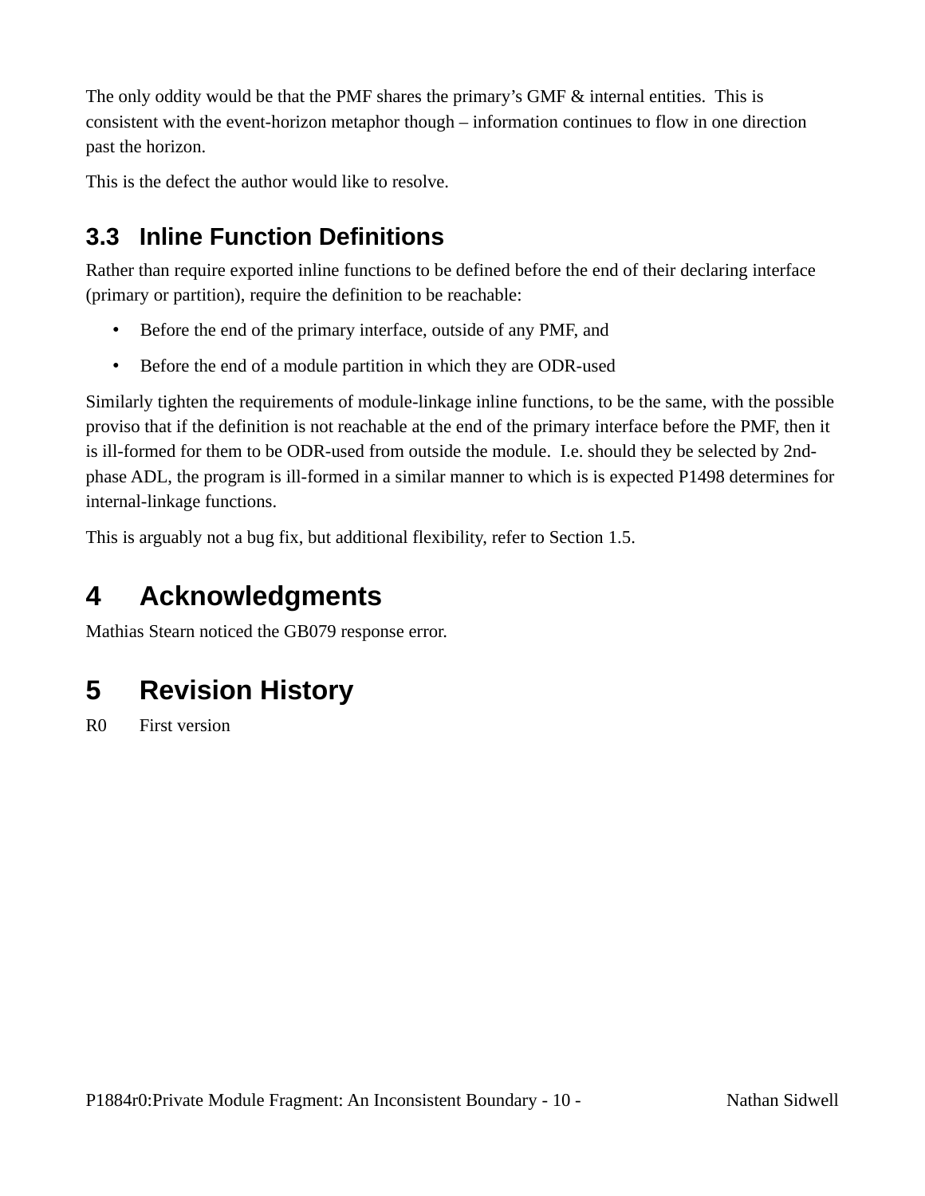The only oddity would be that the PMF shares the primary's GMF & internal entities. This is consistent with the event-horizon metaphor though – information continues to flow in one direction past the horizon.

This is the defect the author would like to resolve.

### 3.3 Inline Function Definitions

Rather than require exported inline functions to be defined before the end of their declaring interface (primary or partition), require the definition to be reachable:

- Before the end of the primary interface, outside of any PMF, and
- Before the end of a module partition in which they are ODR-used

Similarly tighten the requirements of module-linkage inline functions, to be the same, with the possible proviso that if the definition is not reachable at the end of the primary interface before the PMF, then it is ill-formed for them to be ODR-used from outside the module. I.e. should they be selected by 2nd-phase ADL, the program is ill-formed in a similar manner to which is is expected P1498 determines for internal-linkage functions.

This is arguably not a bug fix, but additional flexibility, refer to Section 1.5.

## 4 Acknowledgments

Mathias Stearn noticed the GB079 response error.

## 5 Revision History

R0 First version